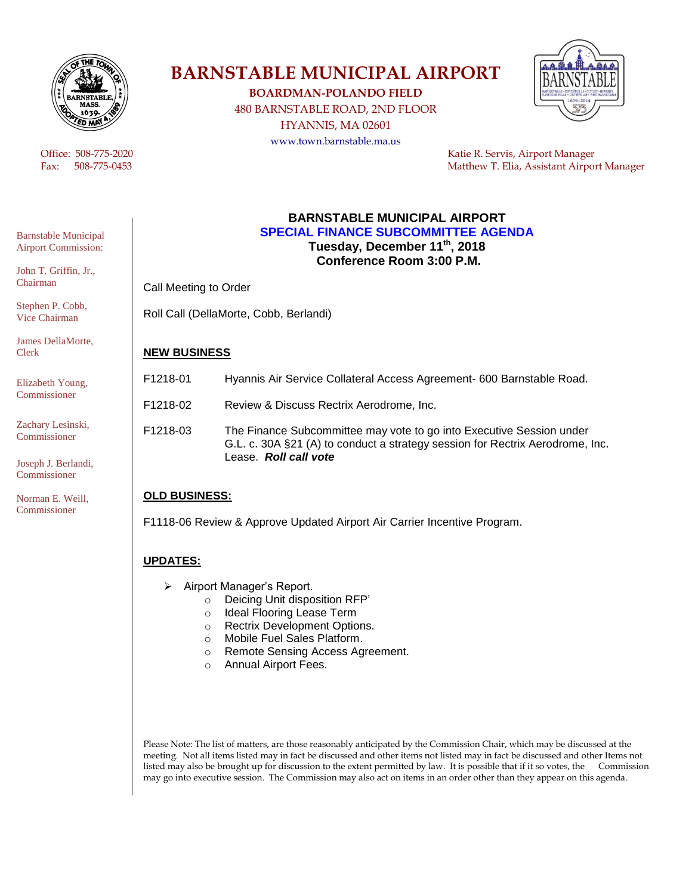# BARNSTABLE MUNICIPAL AIRPORT

**BOARDMAN-POLANDO FIELD**
480 BARNSTABLE ROAD, 2ND FLOOR
HYANNIS, MA 02601
www.town.barnstable.ma.us

Office: 508-775-2020
Fax: 508-775-0453

Katie R. Servis, Airport Manager
Matthew T. Elia, Assistant Airport Manager

Barnstable Municipal Airport Commission:

John T. Griffin, Jr., Chairman

Stephen P. Cobb, Vice Chairman

James DellaMorte, Clerk

Elizabeth Young, Commissioner

Zachary Lesinski, Commissioner

Joseph J. Berlandi, Commissioner

Norman E. Weill, Commissioner

## BARNSTABLE MUNICIPAL AIRPORT
## SPECIAL FINANCE SUBCOMMITTEE AGENDA
**Tuesday, December 11th, 2018**
**Conference Room 3:00 P.M.**

Call Meeting to Order

Roll Call (DellaMorte, Cobb, Berlandi)

**NEW BUSINESS**

F1218-01 Hyannis Air Service Collateral Access Agreement- 600 Barnstable Road.

F1218-02 Review & Discuss Rectrix Aerodrome, Inc.

F1218-03 The Finance Subcommittee may vote to go into Executive Session under G.L. c. 30A §21 (A) to conduct a strategy session for Rectrix Aerodrome, Inc. Lease. ***Roll call vote***

**OLD BUSINESS:**

F1118-06 Review & Approve Updated Airport Air Carrier Incentive Program.

**UPDATES:**

- Airport Manager's Report.
  - Deicing Unit disposition RFP'
  - Ideal Flooring Lease Term
  - Rectrix Development Options.
  - Mobile Fuel Sales Platform.
  - Remote Sensing Access Agreement.
  - Annual Airport Fees.

Please Note: The list of matters, are those reasonably anticipated by the Commission Chair, which may be discussed at the meeting. Not all items listed may in fact be discussed and other items not listed may in fact be discussed and other Items not listed may also be brought up for discussion to the extent permitted by law. It is possible that if it so votes, the Commission may go into executive session. The Commission may also act on items in an order other than they appear on this agenda.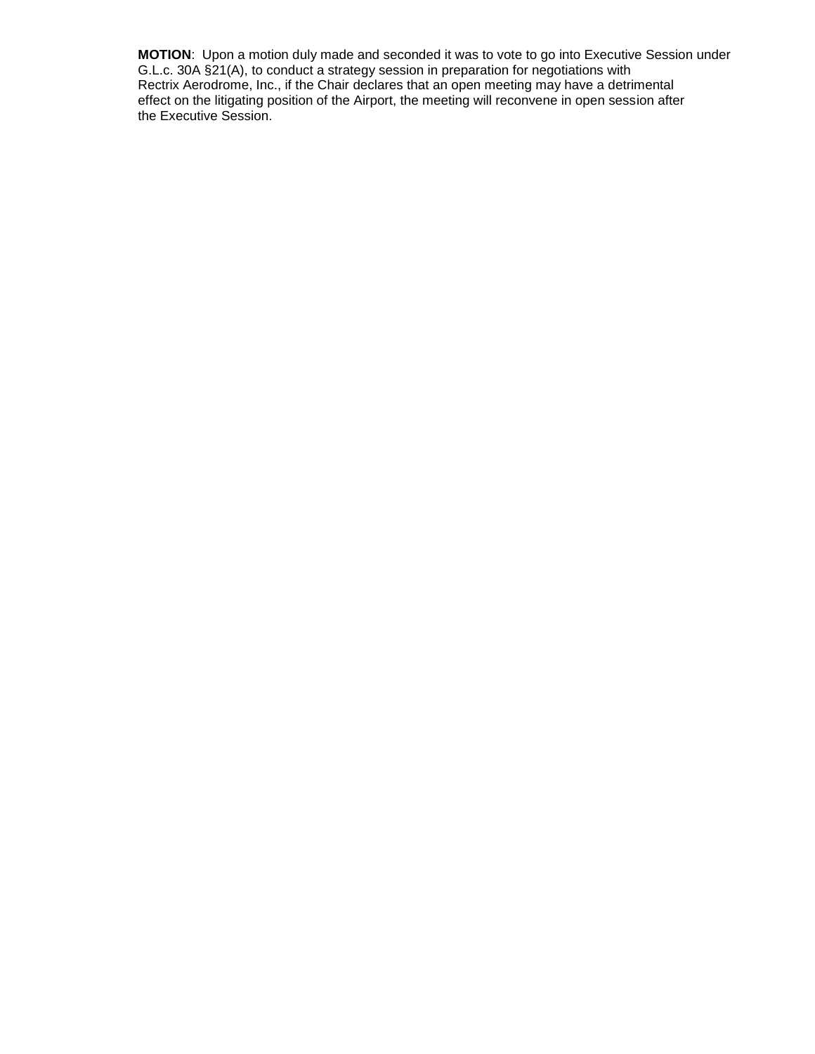**MOTION**: Upon a motion duly made and seconded it was to vote to go into Executive Session under G.L.c. 30A §21(A), to conduct a strategy session in preparation for negotiations with Rectrix Aerodrome, Inc., if the Chair declares that an open meeting may have a detrimental effect on the litigating position of the Airport, the meeting will reconvene in open session after the Executive Session.